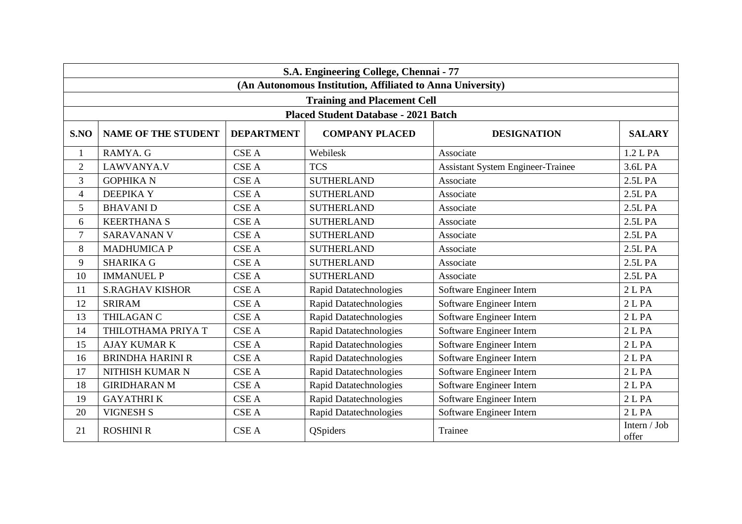# S.A. Engineering College, Chennai - 77

## (An Autonomous Institution, Affiliated to Anna University)

### Training and Placement Cell

### Placed Student Database - 2021 Batch

| S.NO | NAME OF THE STUDENT | DEPARTMENT | COMPANY PLACED | DESIGNATION | SALARY |
|---|---|---|---|---|---|
| 1 | RAMYA. G | CSE A | Webilesk | Associate | 1.2 L PA |
| 2 | LAWVANYA.V | CSE A | TCS | Assistant System Engineer-Trainee | 3.6L PA |
| 3 | GOPHIKA N | CSE A | SUTHERLAND | Associate | 2.5L PA |
| 4 | DEEPIKA Y | CSE A | SUTHERLAND | Associate | 2.5L PA |
| 5 | BHAVANI D | CSE A | SUTHERLAND | Associate | 2.5L PA |
| 6 | KEERTHANA S | CSE A | SUTHERLAND | Associate | 2.5L PA |
| 7 | SARAVANAN V | CSE A | SUTHERLAND | Associate | 2.5L PA |
| 8 | MADHUMICA P | CSE A | SUTHERLAND | Associate | 2.5L PA |
| 9 | SHARIKA G | CSE A | SUTHERLAND | Associate | 2.5L PA |
| 10 | IMMANUEL P | CSE A | SUTHERLAND | Associate | 2.5L PA |
| 11 | S.RAGHAV KISHOR | CSE A | Rapid Datatechnologies | Software Engineer Intern | 2 L PA |
| 12 | SRIRAM | CSE A | Rapid Datatechnologies | Software Engineer Intern | 2 L PA |
| 13 | THILAGAN C | CSE A | Rapid Datatechnologies | Software Engineer Intern | 2 L PA |
| 14 | THILOTHAMA PRIYA T | CSE A | Rapid Datatechnologies | Software Engineer Intern | 2 L PA |
| 15 | AJAY KUMAR K | CSE A | Rapid Datatechnologies | Software Engineer Intern | 2 L PA |
| 16 | BRINDHA HARINI R | CSE A | Rapid Datatechnologies | Software Engineer Intern | 2 L PA |
| 17 | NITHISH KUMAR N | CSE A | Rapid Datatechnologies | Software Engineer Intern | 2 L PA |
| 18 | GIRIDHARAN M | CSE A | Rapid Datatechnologies | Software Engineer Intern | 2 L PA |
| 19 | GAYATHRI K | CSE A | Rapid Datatechnologies | Software Engineer Intern | 2 L PA |
| 20 | VIGNESH S | CSE A | Rapid Datatechnologies | Software Engineer Intern | 2 L PA |
| 21 | ROSHINI R | CSE A | QSpiders | Trainee | Intern / Job offer |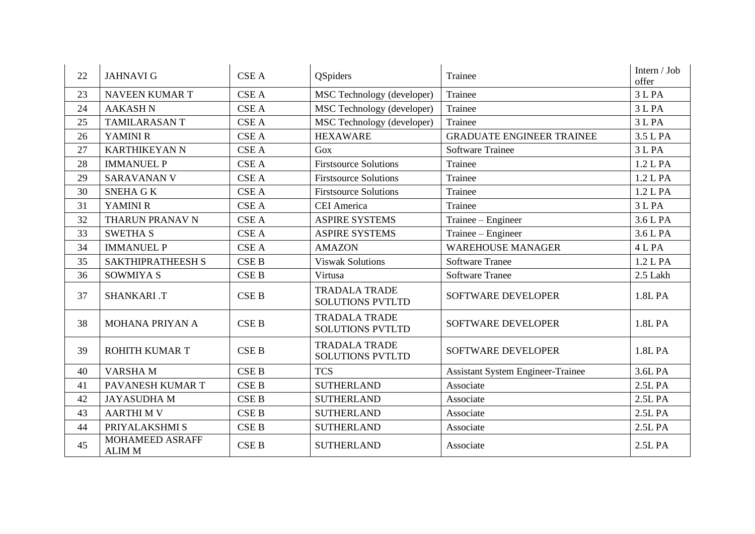| 22 | JAHNAVI G | CSE A | QSpiders | Trainee | Intern / Job offer |
|---|---|---|---|---|---|
| 23 | NAVEEN KUMAR T | CSE A | MSC Technology (developer) | Trainee | 3 L PA |
| 24 | AAKASH N | CSE A | MSC Technology (developer) | Trainee | 3 L PA |
| 25 | TAMILARASAN T | CSE A | MSC Technology (developer) | Trainee | 3 L PA |
| 26 | YAMINI R | CSE A | HEXAWARE | GRADUATE ENGINEER TRAINEE | 3.5 L PA |
| 27 | KARTHIKEYAN N | CSE A | Gox | Software Trainee | 3 L PA |
| 28 | IMMANUEL P | CSE A | Firstsource Solutions | Trainee | 1.2 L PA |
| 29 | SARAVANAN V | CSE A | Firstsource Solutions | Trainee | 1.2 L PA |
| 30 | SNEHA G K | CSE A | Firstsource Solutions | Trainee | 1.2 L PA |
| 31 | YAMINI R | CSE A | CEI America | Trainee | 3 L PA |
| 32 | THARUN PRANAV N | CSE A | ASPIRE SYSTEMS | Trainee – Engineer | 3.6 L PA |
| 33 | SWETHA S | CSE A | ASPIRE SYSTEMS | Trainee – Engineer | 3.6 L PA |
| 34 | IMMANUEL P | CSE A | AMAZON | WAREHOUSE MANAGER | 4 L PA |
| 35 | SAKTHIPRATHEESH S | CSE B | Viswak Solutions | Software Tranee | 1.2 L PA |
| 36 | SOWMIYA S | CSE B | Virtusa | Software Tranee | 2.5 Lakh |
| 37 | SHANKARI .T | CSE B | TRADALA TRADE SOLUTIONS PVTLTD | SOFTWARE DEVELOPER | 1.8L PA |
| 38 | MOHANA PRIYAN A | CSE B | TRADALA TRADE SOLUTIONS PVTLTD | SOFTWARE DEVELOPER | 1.8L PA |
| 39 | ROHITH KUMAR T | CSE B | TRADALA TRADE SOLUTIONS PVTLTD | SOFTWARE DEVELOPER | 1.8L PA |
| 40 | VARSHA M | CSE B | TCS | Assistant System Engineer-Trainee | 3.6L PA |
| 41 | PAVANESH KUMAR T | CSE B | SUTHERLAND | Associate | 2.5L PA |
| 42 | JAYASUDHA M | CSE B | SUTHERLAND | Associate | 2.5L PA |
| 43 | AARTHI M V | CSE B | SUTHERLAND | Associate | 2.5L PA |
| 44 | PRIYALAKSHMI S | CSE B | SUTHERLAND | Associate | 2.5L PA |
| 45 | MOHAMEED ASRAFF ALIM M | CSE B | SUTHERLAND | Associate | 2.5L PA |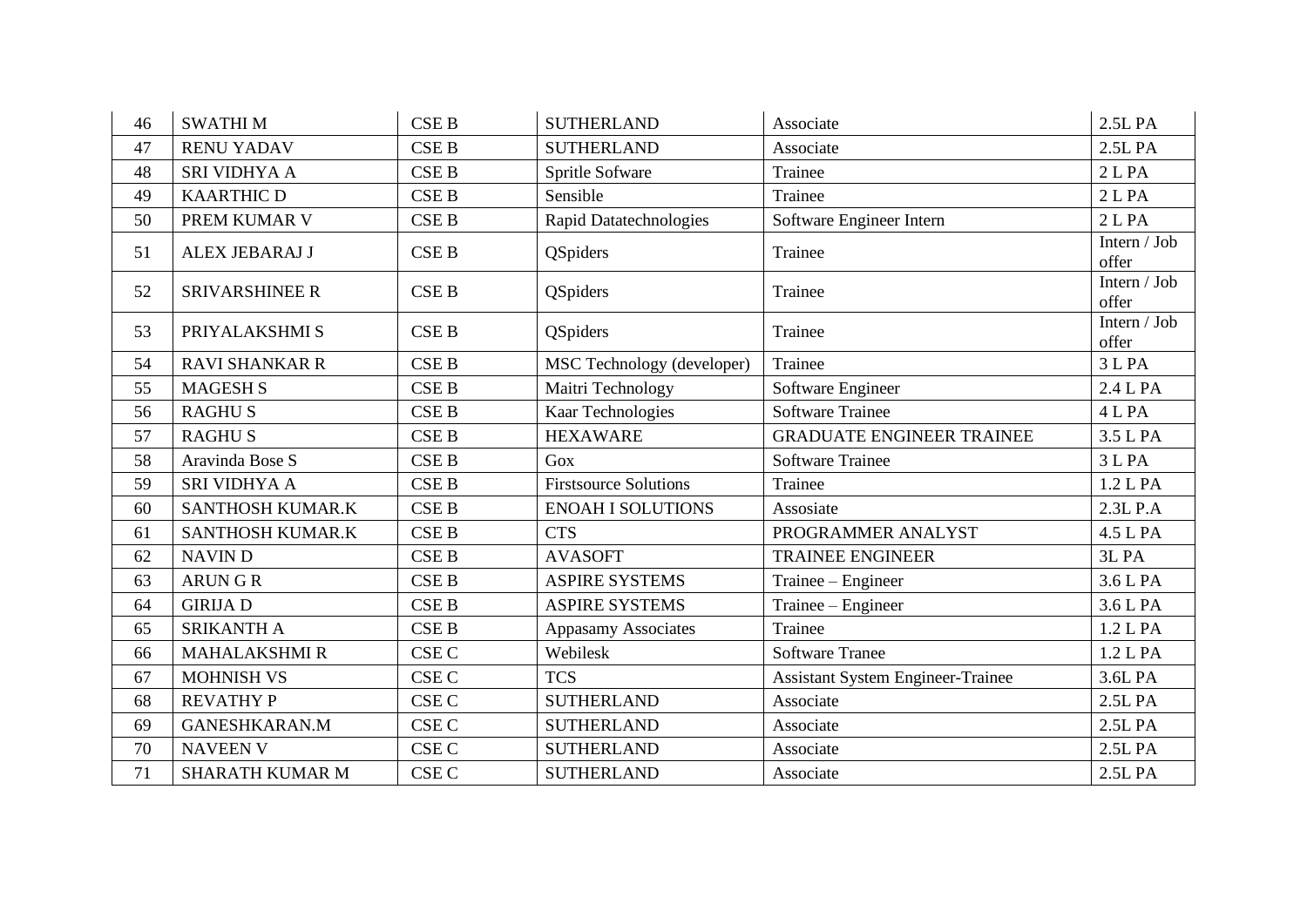| 46 | SWATHI M | CSE B | SUTHERLAND | Associate | 2.5L PA |
|---|---|---|---|---|---|
| 47 | RENU YADAV | CSE B | SUTHERLAND | Associate | 2.5L PA |
| 48 | SRI VIDHYA A | CSE B | Spritle Sofware | Trainee | 2 L PA |
| 49 | KAARTHIC D | CSE B | Sensible | Trainee | 2 L PA |
| 50 | PREM KUMAR V | CSE B | Rapid Datatechnologies | Software Engineer Intern | 2 L PA |
| 51 | ALEX JEBARAJ J | CSE B | QSpiders | Trainee | Intern / Job offer |
| 52 | SRIVARSHINEE R | CSE B | QSpiders | Trainee | Intern / Job offer |
| 53 | PRIYALAKSHMI S | CSE B | QSpiders | Trainee | Intern / Job offer |
| 54 | RAVI SHANKAR R | CSE B | MSC Technology (developer) | Trainee | 3 L PA |
| 55 | MAGESH S | CSE B | Maitri Technology | Software Engineer | 2.4 L PA |
| 56 | RAGHU S | CSE B | Kaar Technologies | Software Trainee | 4 L PA |
| 57 | RAGHU S | CSE B | HEXAWARE | GRADUATE ENGINEER TRAINEE | 3.5 L PA |
| 58 | Aravinda Bose S | CSE B | Gox | Software Trainee | 3 L PA |
| 59 | SRI VIDHYA A | CSE B | Firstsource Solutions | Trainee | 1.2 L PA |
| 60 | SANTHOSH KUMAR.K | CSE B | ENOAH I SOLUTIONS | Assosiate | 2.3L P.A |
| 61 | SANTHOSH KUMAR.K | CSE B | CTS | PROGRAMMER ANALYST | 4.5 L PA |
| 62 | NAVIN D | CSE B | AVASOFT | TRAINEE ENGINEER | 3L PA |
| 63 | ARUN G R | CSE B | ASPIRE SYSTEMS | Trainee – Engineer | 3.6 L PA |
| 64 | GIRIJA D | CSE B | ASPIRE SYSTEMS | Trainee – Engineer | 3.6 L PA |
| 65 | SRIKANTH A | CSE B | Appasamy Associates | Trainee | 1.2 L PA |
| 66 | MAHALAKSHMI R | CSE C | Webilesk | Software Tranee | 1.2 L PA |
| 67 | MOHNISH VS | CSE C | TCS | Assistant System Engineer-Trainee | 3.6L PA |
| 68 | REVATHY P | CSE C | SUTHERLAND | Associate | 2.5L PA |
| 69 | GANESHKARAN.M | CSE C | SUTHERLAND | Associate | 2.5L PA |
| 70 | NAVEEN V | CSE C | SUTHERLAND | Associate | 2.5L PA |
| 71 | SHARATH KUMAR M | CSE C | SUTHERLAND | Associate | 2.5L PA |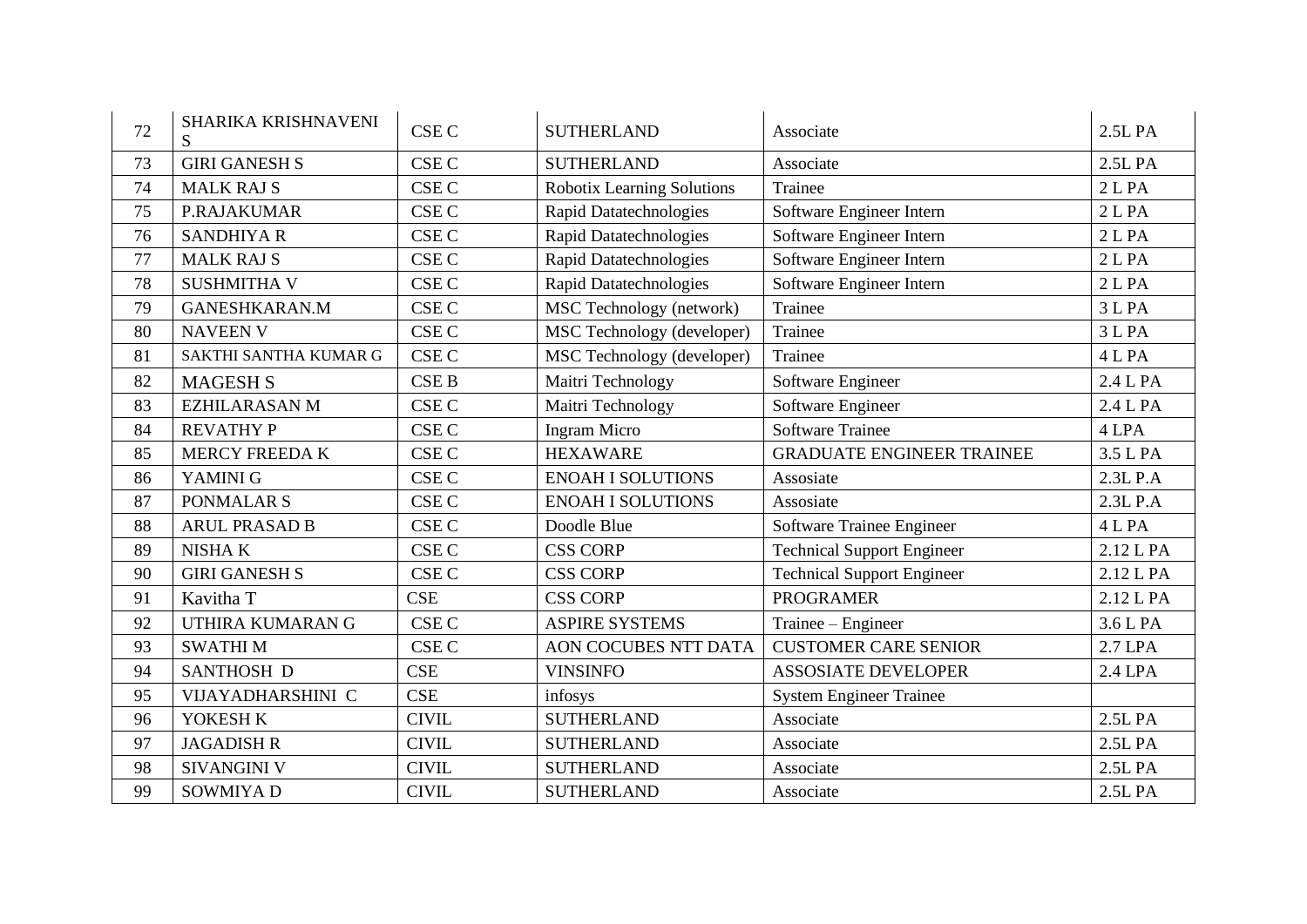| 72 | SHARIKA KRISHNAVENI S | CSE C | SUTHERLAND | Associate | 2.5L PA |
|---|---|---|---|---|---|
| 73 | GIRI GANESH S | CSE C | SUTHERLAND | Associate | 2.5L PA |
| 74 | MALK RAJ S | CSE C | Robotix Learning Solutions | Trainee | 2 L PA |
| 75 | P.RAJAKUMAR | CSE C | Rapid Datatechnologies | Software Engineer Intern | 2 L PA |
| 76 | SANDHIYA R | CSE C | Rapid Datatechnologies | Software Engineer Intern | 2 L PA |
| 77 | MALK RAJ S | CSE C | Rapid Datatechnologies | Software Engineer Intern | 2 L PA |
| 78 | SUSHMITHA V | CSE C | Rapid Datatechnologies | Software Engineer Intern | 2 L PA |
| 79 | GANESHKARAN.M | CSE C | MSC Technology (network) | Trainee | 3 L PA |
| 80 | NAVEEN V | CSE C | MSC Technology (developer) | Trainee | 3 L PA |
| 81 | SAKTHI SANTHA KUMAR G | CSE C | MSC Technology (developer) | Trainee | 4 L PA |
| 82 | MAGESH S | CSE B | Maitri Technology | Software Engineer | 2.4 L PA |
| 83 | EZHILARASAN M | CSE C | Maitri Technology | Software Engineer | 2.4 L PA |
| 84 | REVATHY P | CSE C | Ingram Micro | Software Trainee | 4 LPA |
| 85 | MERCY FREEDA K | CSE C | HEXAWARE | GRADUATE ENGINEER TRAINEE | 3.5 L PA |
| 86 | YAMINI G | CSE C | ENOAH I SOLUTIONS | Assosiate | 2.3L P.A |
| 87 | PONMALAR S | CSE C | ENOAH I SOLUTIONS | Assosiate | 2.3L P.A |
| 88 | ARUL PRASAD B | CSE C | Doodle Blue | Software Trainee Engineer | 4 L PA |
| 89 | NISHA K | CSE C | CSS CORP | Technical Support Engineer | 2.12 L PA |
| 90 | GIRI GANESH S | CSE C | CSS CORP | Technical Support Engineer | 2.12 L PA |
| 91 | Kavitha T | CSE | CSS CORP | PROGRAMER | 2.12 L PA |
| 92 | UTHIRA KUMARAN G | CSE C | ASPIRE SYSTEMS | Trainee – Engineer | 3.6 L PA |
| 93 | SWATHI M | CSE C | AON COCUBES NTT DATA | CUSTOMER CARE SENIOR | 2.7 LPA |
| 94 | SANTHOSH D | CSE | VINSINFO | ASSOSIATE DEVELOPER | 2.4 LPA |
| 95 | VIJAYADHARSHINI C | CSE | infosys | System Engineer Trainee | |
| 96 | YOKESH K | CIVIL | SUTHERLAND | Associate | 2.5L PA |
| 97 | JAGADISH R | CIVIL | SUTHERLAND | Associate | 2.5L PA |
| 98 | SIVANGINI V | CIVIL | SUTHERLAND | Associate | 2.5L PA |
| 99 | SOWMIYA D | CIVIL | SUTHERLAND | Associate | 2.5L PA |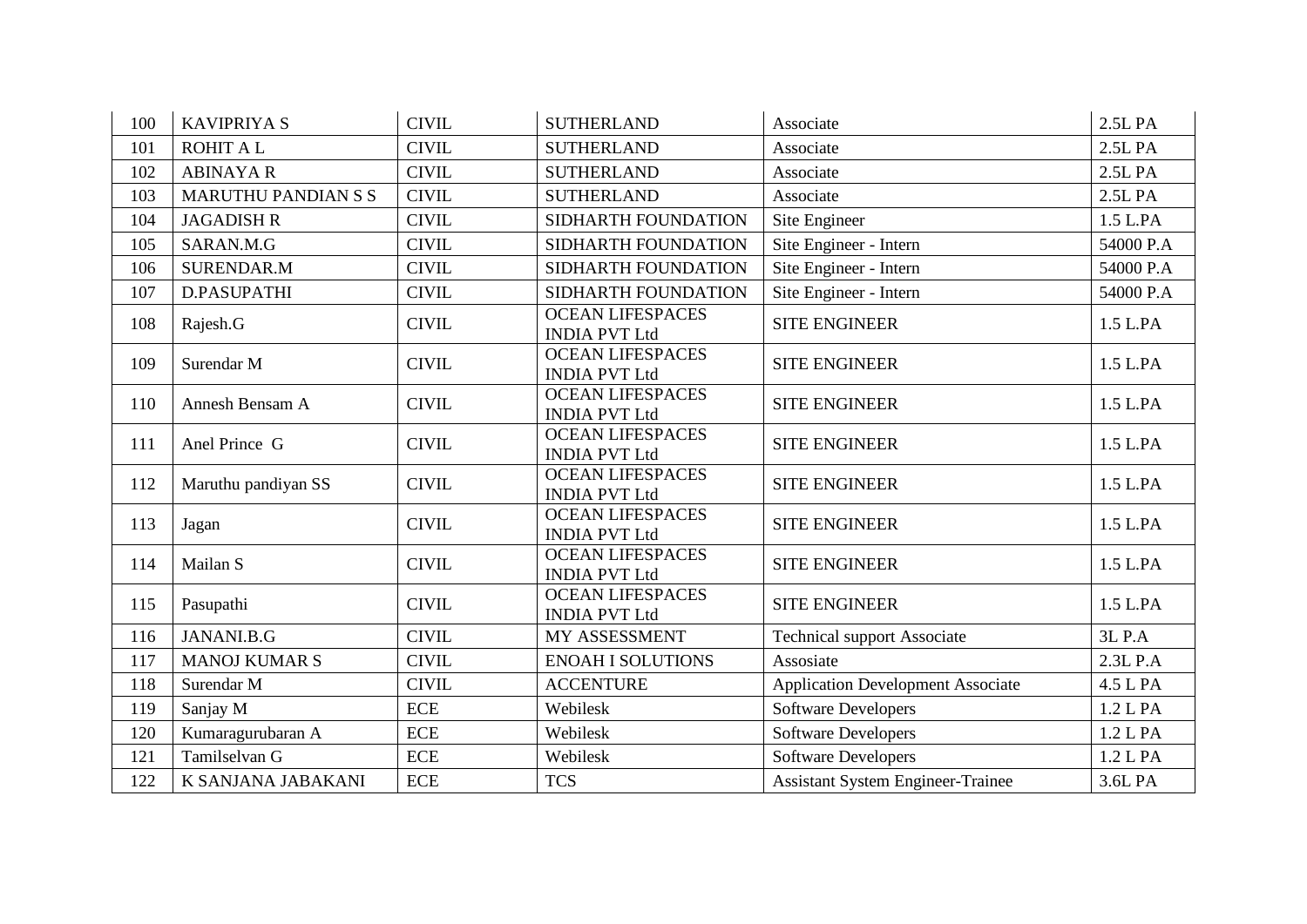| 100 | KAVIPRIYA S | CIVIL | SUTHERLAND | Associate | 2.5L PA |
|---|---|---|---|---|---|
| 101 | ROHIT A L | CIVIL | SUTHERLAND | Associate | 2.5L PA |
| 102 | ABINAYA R | CIVIL | SUTHERLAND | Associate | 2.5L PA |
| 103 | MARUTHU PANDIAN S S | CIVIL | SUTHERLAND | Associate | 2.5L PA |
| 104 | JAGADISH R | CIVIL | SIDHARTH FOUNDATION | Site Engineer | 1.5 L.PA |
| 105 | SARAN.M.G | CIVIL | SIDHARTH FOUNDATION | Site Engineer - Intern | 54000 P.A |
| 106 | SURENDAR.M | CIVIL | SIDHARTH FOUNDATION | Site Engineer - Intern | 54000 P.A |
| 107 | D.PASUPATHI | CIVIL | SIDHARTH FOUNDATION | Site Engineer - Intern | 54000 P.A |
| 108 | Rajesh.G | CIVIL | OCEAN LIFESPACES INDIA PVT Ltd | SITE ENGINEER | 1.5 L.PA |
| 109 | Surendar M | CIVIL | OCEAN LIFESPACES INDIA PVT Ltd | SITE ENGINEER | 1.5 L.PA |
| 110 | Annesh Bensam A | CIVIL | OCEAN LIFESPACES INDIA PVT Ltd | SITE ENGINEER | 1.5 L.PA |
| 111 | Anel Prince G | CIVIL | OCEAN LIFESPACES INDIA PVT Ltd | SITE ENGINEER | 1.5 L.PA |
| 112 | Maruthu pandiyan SS | CIVIL | OCEAN LIFESPACES INDIA PVT Ltd | SITE ENGINEER | 1.5 L.PA |
| 113 | Jagan | CIVIL | OCEAN LIFESPACES INDIA PVT Ltd | SITE ENGINEER | 1.5 L.PA |
| 114 | Mailan S | CIVIL | OCEAN LIFESPACES INDIA PVT Ltd | SITE ENGINEER | 1.5 L.PA |
| 115 | Pasupathi | CIVIL | OCEAN LIFESPACES INDIA PVT Ltd | SITE ENGINEER | 1.5 L.PA |
| 116 | JANANI.B.G | CIVIL | MY ASSESSMENT | Technical support Associate | 3L P.A |
| 117 | MANOJ KUMAR S | CIVIL | ENOAH I SOLUTIONS | Assosiate | 2.3L P.A |
| 118 | Surendar M | CIVIL | ACCENTURE | Application Development Associate | 4.5 L PA |
| 119 | Sanjay M | ECE | Webilesk | Software Developers | 1.2 L PA |
| 120 | Kumaragurubaran A | ECE | Webilesk | Software Developers | 1.2 L PA |
| 121 | Tamilselvan G | ECE | Webilesk | Software Developers | 1.2 L PA |
| 122 | K SANJANA JABAKANI | ECE | TCS | Assistant System Engineer-Trainee | 3.6L PA |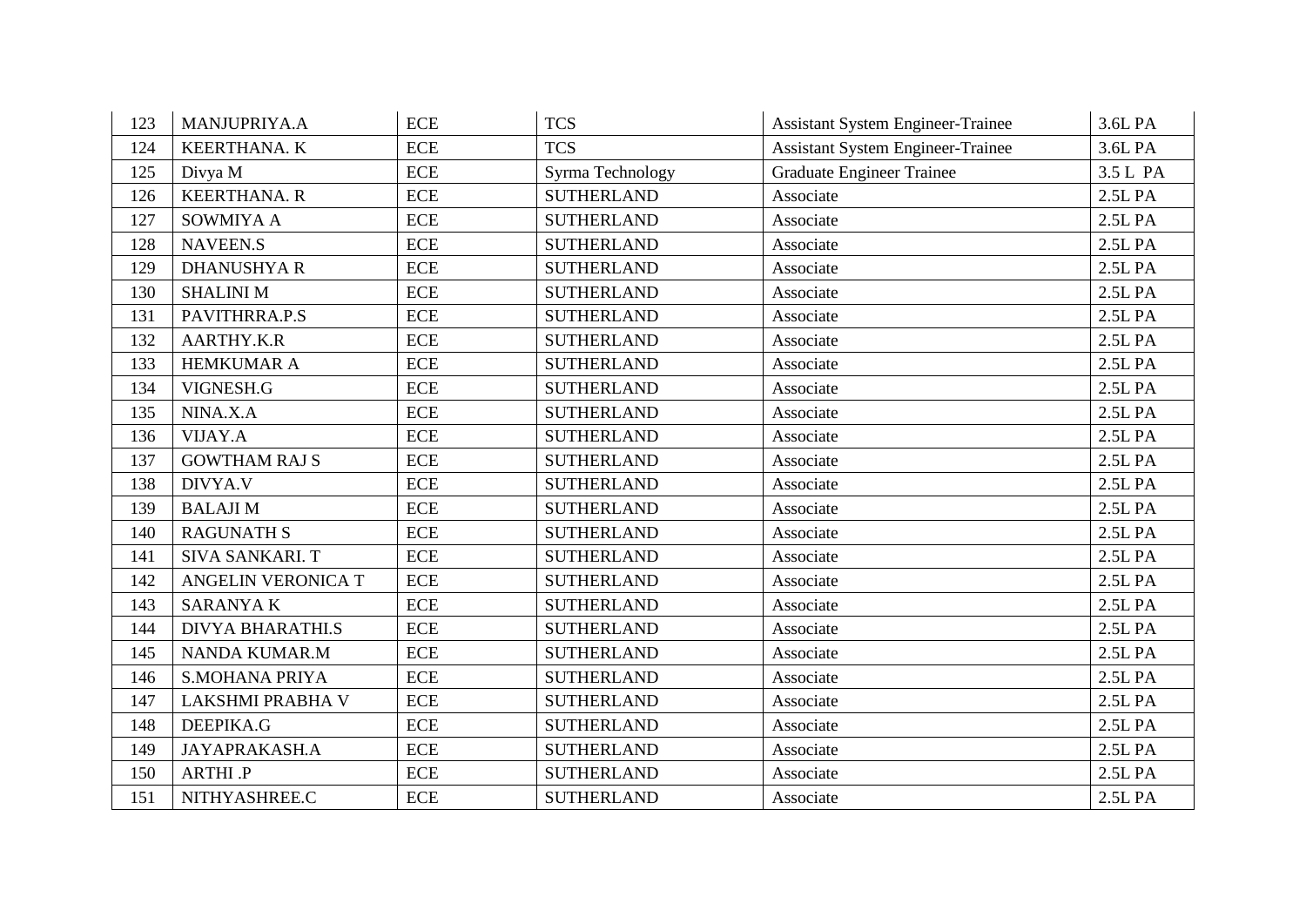| 123 | MANJUPRIYA.A | ECE | TCS | Assistant System Engineer-Trainee | 3.6L PA |
|---|---|---|---|---|---|
| 124 | KEERTHANA. K | ECE | TCS | Assistant System Engineer-Trainee | 3.6L PA |
| 125 | Divya M | ECE | Syrma Technology | Graduate Engineer Trainee | 3.5 L PA |
| 126 | KEERTHANA. R | ECE | SUTHERLAND | Associate | 2.5L PA |
| 127 | SOWMIYA A | ECE | SUTHERLAND | Associate | 2.5L PA |
| 128 | NAVEEN.S | ECE | SUTHERLAND | Associate | 2.5L PA |
| 129 | DHANUSHYA R | ECE | SUTHERLAND | Associate | 2.5L PA |
| 130 | SHALINI M | ECE | SUTHERLAND | Associate | 2.5L PA |
| 131 | PAVITHRRA.P.S | ECE | SUTHERLAND | Associate | 2.5L PA |
| 132 | AARTHY.K.R | ECE | SUTHERLAND | Associate | 2.5L PA |
| 133 | HEMKUMAR A | ECE | SUTHERLAND | Associate | 2.5L PA |
| 134 | VIGNESH.G | ECE | SUTHERLAND | Associate | 2.5L PA |
| 135 | NINA.X.A | ECE | SUTHERLAND | Associate | 2.5L PA |
| 136 | VIJAY.A | ECE | SUTHERLAND | Associate | 2.5L PA |
| 137 | GOWTHAM RAJ S | ECE | SUTHERLAND | Associate | 2.5L PA |
| 138 | DIVYA.V | ECE | SUTHERLAND | Associate | 2.5L PA |
| 139 | BALAJI M | ECE | SUTHERLAND | Associate | 2.5L PA |
| 140 | RAGUNATH S | ECE | SUTHERLAND | Associate | 2.5L PA |
| 141 | SIVA SANKARI. T | ECE | SUTHERLAND | Associate | 2.5L PA |
| 142 | ANGELIN VERONICA T | ECE | SUTHERLAND | Associate | 2.5L PA |
| 143 | SARANYA K | ECE | SUTHERLAND | Associate | 2.5L PA |
| 144 | DIVYA BHARATHI.S | ECE | SUTHERLAND | Associate | 2.5L PA |
| 145 | NANDA KUMAR.M | ECE | SUTHERLAND | Associate | 2.5L PA |
| 146 | S.MOHANA PRIYA | ECE | SUTHERLAND | Associate | 2.5L PA |
| 147 | LAKSHMI PRABHA V | ECE | SUTHERLAND | Associate | 2.5L PA |
| 148 | DEEPIKA.G | ECE | SUTHERLAND | Associate | 2.5L PA |
| 149 | JAYAPRAKASH.A | ECE | SUTHERLAND | Associate | 2.5L PA |
| 150 | ARTHI .P | ECE | SUTHERLAND | Associate | 2.5L PA |
| 151 | NITHYASHREE.C | ECE | SUTHERLAND | Associate | 2.5L PA |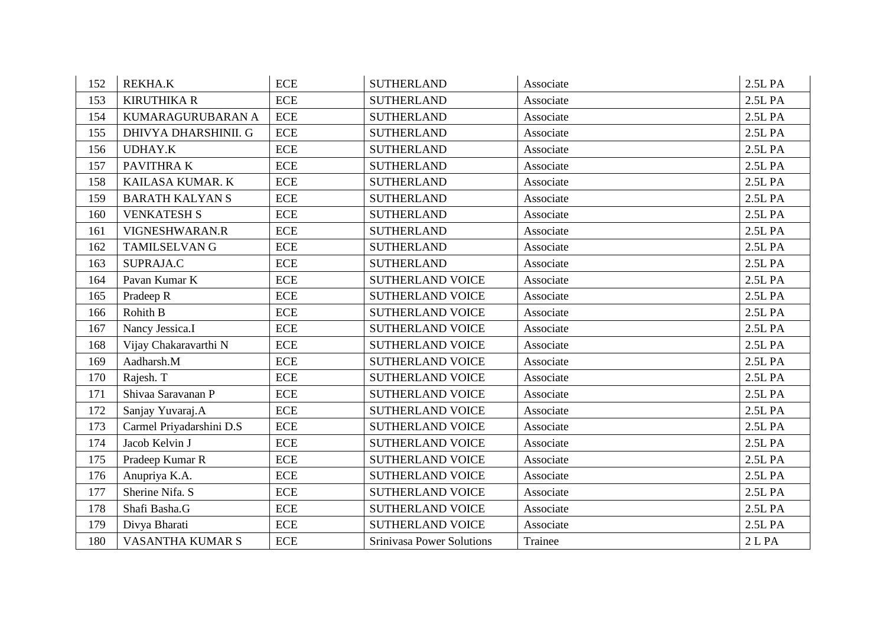| 152 | REKHA.K | ECE | SUTHERLAND | Associate | 2.5L PA |
|---|---|---|---|---|---|
| 153 | KIRUTHIKA R | ECE | SUTHERLAND | Associate | 2.5L PA |
| 154 | KUMARAGURUBARAN A | ECE | SUTHERLAND | Associate | 2.5L PA |
| 155 | DHIVYA DHARSHINII. G | ECE | SUTHERLAND | Associate | 2.5L PA |
| 156 | UDHAY.K | ECE | SUTHERLAND | Associate | 2.5L PA |
| 157 | PAVITHRA K | ECE | SUTHERLAND | Associate | 2.5L PA |
| 158 | KAILASA KUMAR. K | ECE | SUTHERLAND | Associate | 2.5L PA |
| 159 | BARATH KALYAN S | ECE | SUTHERLAND | Associate | 2.5L PA |
| 160 | VENKATESH S | ECE | SUTHERLAND | Associate | 2.5L PA |
| 161 | VIGNESHWARAN.R | ECE | SUTHERLAND | Associate | 2.5L PA |
| 162 | TAMILSELVAN G | ECE | SUTHERLAND | Associate | 2.5L PA |
| 163 | SUPRAJA.C | ECE | SUTHERLAND | Associate | 2.5L PA |
| 164 | Pavan Kumar K | ECE | SUTHERLAND VOICE | Associate | 2.5L PA |
| 165 | Pradeep R | ECE | SUTHERLAND VOICE | Associate | 2.5L PA |
| 166 | Rohith B | ECE | SUTHERLAND VOICE | Associate | 2.5L PA |
| 167 | Nancy Jessica.I | ECE | SUTHERLAND VOICE | Associate | 2.5L PA |
| 168 | Vijay Chakaravarthi N | ECE | SUTHERLAND VOICE | Associate | 2.5L PA |
| 169 | Aadharsh.M | ECE | SUTHERLAND VOICE | Associate | 2.5L PA |
| 170 | Rajesh. T | ECE | SUTHERLAND VOICE | Associate | 2.5L PA |
| 171 | Shivaa Saravanan P | ECE | SUTHERLAND VOICE | Associate | 2.5L PA |
| 172 | Sanjay Yuvaraj.A | ECE | SUTHERLAND VOICE | Associate | 2.5L PA |
| 173 | Carmel Priyadarshini D.S | ECE | SUTHERLAND VOICE | Associate | 2.5L PA |
| 174 | Jacob Kelvin J | ECE | SUTHERLAND VOICE | Associate | 2.5L PA |
| 175 | Pradeep Kumar R | ECE | SUTHERLAND VOICE | Associate | 2.5L PA |
| 176 | Anupriya K.A. | ECE | SUTHERLAND VOICE | Associate | 2.5L PA |
| 177 | Sherine Nifa. S | ECE | SUTHERLAND VOICE | Associate | 2.5L PA |
| 178 | Shafi Basha.G | ECE | SUTHERLAND VOICE | Associate | 2.5L PA |
| 179 | Divya Bharati | ECE | SUTHERLAND VOICE | Associate | 2.5L PA |
| 180 | VASANTHA KUMAR S | ECE | Srinivasa Power Solutions | Trainee | 2 L PA |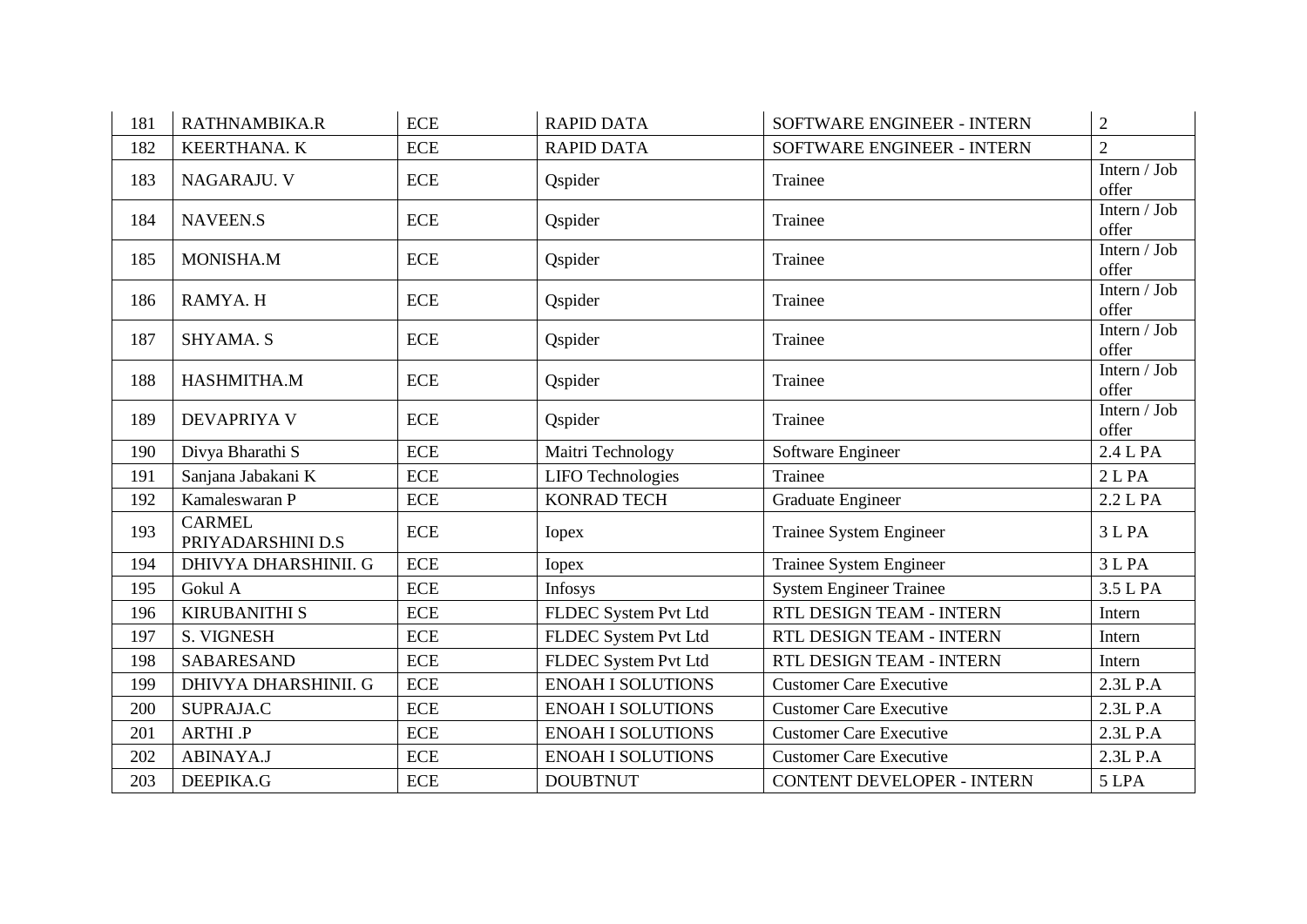| 181 | RATHNAMBIKA.R | ECE | RAPID DATA | SOFTWARE ENGINEER - INTERN | 2 |
|---|---|---|---|---|---|
| 182 | KEERTHANA. K | ECE | RAPID DATA | SOFTWARE ENGINEER - INTERN | 2 |
| 183 | NAGARAJU. V | ECE | Qspider | Trainee | Intern / Job offer |
| 184 | NAVEEN.S | ECE | Qspider | Trainee | Intern / Job offer |
| 185 | MONISHA.M | ECE | Qspider | Trainee | Intern / Job offer |
| 186 | RAMYA. H | ECE | Qspider | Trainee | Intern / Job offer |
| 187 | SHYAMA. S | ECE | Qspider | Trainee | Intern / Job offer |
| 188 | HASHMITHA.M | ECE | Qspider | Trainee | Intern / Job offer |
| 189 | DEVAPRIYA V | ECE | Qspider | Trainee | Intern / Job offer |
| 190 | Divya Bharathi S | ECE | Maitri Technology | Software Engineer | 2.4 L PA |
| 191 | Sanjana Jabakani K | ECE | LIFO Technologies | Trainee | 2 L PA |
| 192 | Kamaleswaran P | ECE | KONRAD TECH | Graduate Engineer | 2.2 L PA |
| 193 | CARMEL PRIYADARSHINI D.S | ECE | Iopex | Trainee System Engineer | 3 L PA |
| 194 | DHIVYA DHARSHINII. G | ECE | Iopex | Trainee System Engineer | 3 L PA |
| 195 | Gokul A | ECE | Infosys | System Engineer Trainee | 3.5 L PA |
| 196 | KIRUBANITHI S | ECE | FLDEC System Pvt Ltd | RTL DESIGN TEAM - INTERN | Intern |
| 197 | S. VIGNESH | ECE | FLDEC System Pvt Ltd | RTL DESIGN TEAM - INTERN | Intern |
| 198 | SABARESAND | ECE | FLDEC System Pvt Ltd | RTL DESIGN TEAM - INTERN | Intern |
| 199 | DHIVYA DHARSHINII. G | ECE | ENOAH I SOLUTIONS | Customer Care Executive | 2.3L P.A |
| 200 | SUPRAJA.C | ECE | ENOAH I SOLUTIONS | Customer Care Executive | 2.3L P.A |
| 201 | ARTHI .P | ECE | ENOAH I SOLUTIONS | Customer Care Executive | 2.3L P.A |
| 202 | ABINAYA.J | ECE | ENOAH I SOLUTIONS | Customer Care Executive | 2.3L P.A |
| 203 | DEEPIKA.G | ECE | DOUBTNUT | CONTENT DEVELOPER - INTERN | 5 LPA |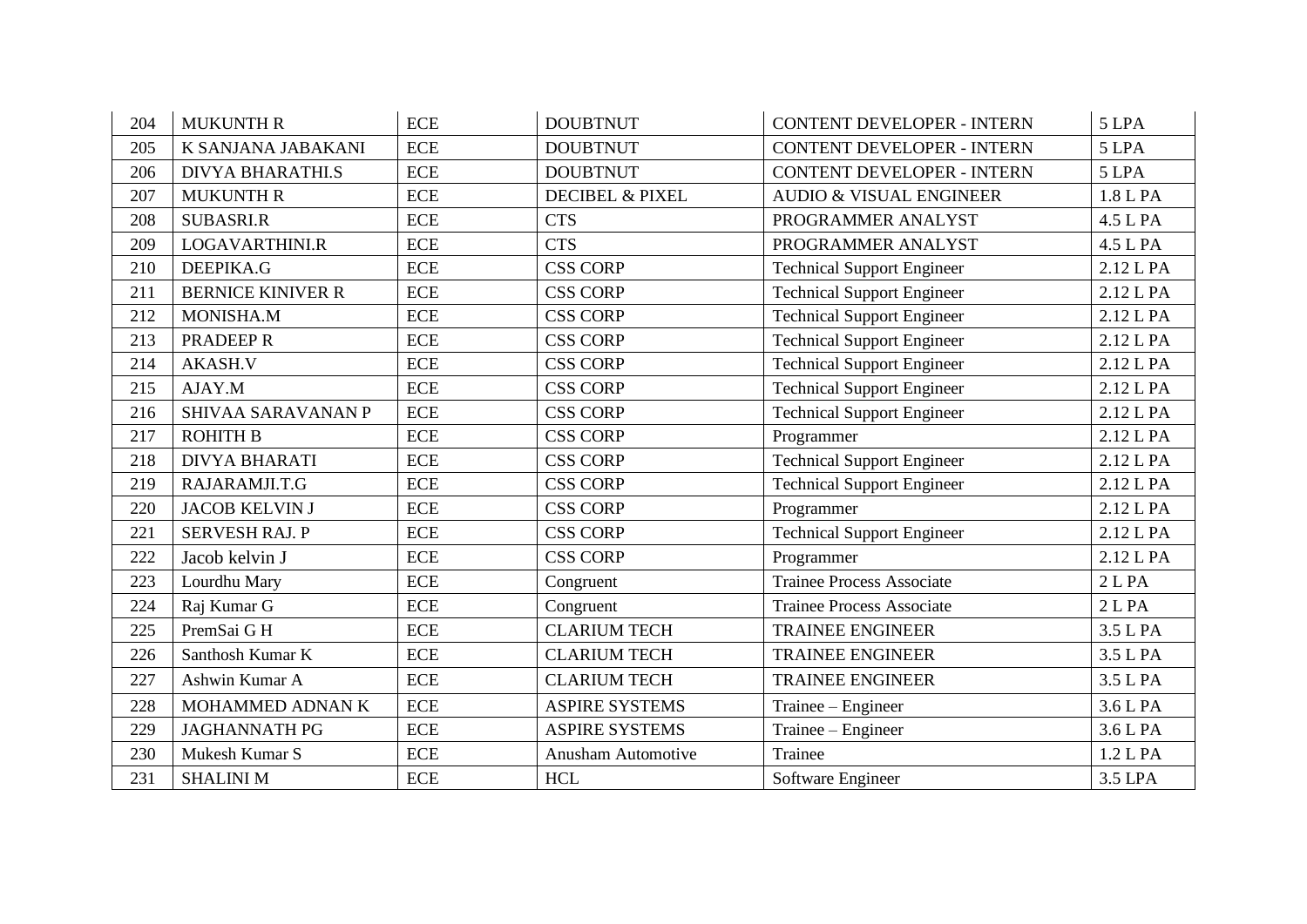| 204 | MUKUNTH R | ECE | DOUBTNUT | CONTENT DEVELOPER - INTERN | 5 LPA |
|---|---|---|---|---|---|
| 205 | K SANJANA JABAKANI | ECE | DOUBTNUT | CONTENT DEVELOPER - INTERN | 5 LPA |
| 206 | DIVYA BHARATHI.S | ECE | DOUBTNUT | CONTENT DEVELOPER - INTERN | 5 LPA |
| 207 | MUKUNTH R | ECE | DECIBEL & PIXEL | AUDIO & VISUAL ENGINEER | 1.8 L PA |
| 208 | SUBASRI.R | ECE | CTS | PROGRAMMER ANALYST | 4.5 L PA |
| 209 | LOGAVARTHINI.R | ECE | CTS | PROGRAMMER ANALYST | 4.5 L PA |
| 210 | DEEPIKA.G | ECE | CSS CORP | Technical Support Engineer | 2.12 L PA |
| 211 | BERNICE KINIVER R | ECE | CSS CORP | Technical Support Engineer | 2.12 L PA |
| 212 | MONISHA.M | ECE | CSS CORP | Technical Support Engineer | 2.12 L PA |
| 213 | PRADEEP R | ECE | CSS CORP | Technical Support Engineer | 2.12 L PA |
| 214 | AKASH.V | ECE | CSS CORP | Technical Support Engineer | 2.12 L PA |
| 215 | AJAY.M | ECE | CSS CORP | Technical Support Engineer | 2.12 L PA |
| 216 | SHIVAA SARAVANAN P | ECE | CSS CORP | Technical Support Engineer | 2.12 L PA |
| 217 | ROHITH B | ECE | CSS CORP | Programmer | 2.12 L PA |
| 218 | DIVYA BHARATI | ECE | CSS CORP | Technical Support Engineer | 2.12 L PA |
| 219 | RAJARAMJI.T.G | ECE | CSS CORP | Technical Support Engineer | 2.12 L PA |
| 220 | JACOB KELVIN J | ECE | CSS CORP | Programmer | 2.12 L PA |
| 221 | SERVESH RAJ. P | ECE | CSS CORP | Technical Support Engineer | 2.12 L PA |
| 222 | Jacob kelvin J | ECE | CSS CORP | Programmer | 2.12 L PA |
| 223 | Lourdhu Mary | ECE | Congruent | Trainee Process Associate | 2 L PA |
| 224 | Raj Kumar G | ECE | Congruent | Trainee Process Associate | 2 L PA |
| 225 | PremSai G H | ECE | CLARIUM TECH | TRAINEE ENGINEER | 3.5 L PA |
| 226 | Santhosh Kumar K | ECE | CLARIUM TECH | TRAINEE ENGINEER | 3.5 L PA |
| 227 | Ashwin Kumar A | ECE | CLARIUM TECH | TRAINEE ENGINEER | 3.5 L PA |
| 228 | MOHAMMED ADNAN K | ECE | ASPIRE SYSTEMS | Trainee – Engineer | 3.6 L PA |
| 229 | JAGHANNATH PG | ECE | ASPIRE SYSTEMS | Trainee – Engineer | 3.6 L PA |
| 230 | Mukesh Kumar S | ECE | Anusham Automotive | Trainee | 1.2 L PA |
| 231 | SHALINI M | ECE | HCL | Software Engineer | 3.5 LPA |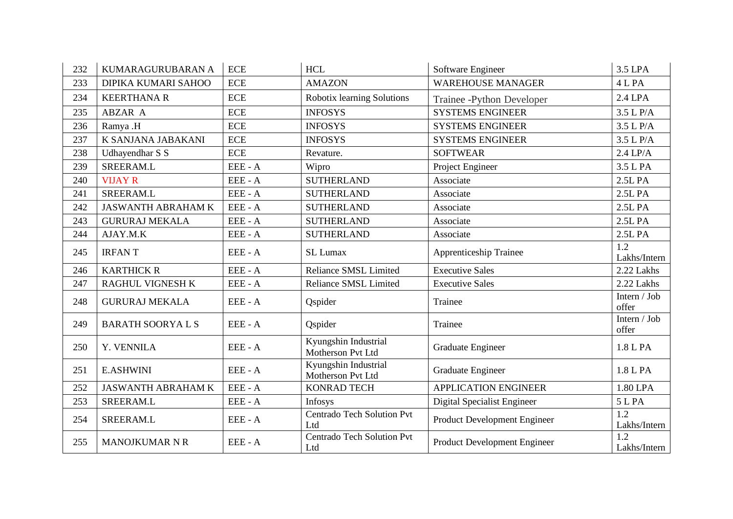| 232 | KUMARAGURUBARAN A | ECE | HCL | Software Engineer | 3.5 LPA |
|---|---|---|---|---|---|
| 233 | DIPIKA KUMARI SAHOO | ECE | AMAZON | WAREHOUSE MANAGER | 4 L PA |
| 234 | KEERTHANA R | ECE | Robotix learning Solutions | Trainee -Python Developer | 2.4 LPA |
| 235 | ABZAR A | ECE | INFOSYS | SYSTEMS ENGINEER | 3.5 L P/A |
| 236 | Ramya .H | ECE | INFOSYS | SYSTEMS ENGINEER | 3.5 L P/A |
| 237 | K SANJANA JABAKANI | ECE | INFOSYS | SYSTEMS ENGINEER | 3.5 L P/A |
| 238 | Udhayendhar S S | ECE | Revature. | SOFTWEAR | 2.4 LP/A |
| 239 | SREERAM.L | EEE - A | Wipro | Project Engineer | 3.5 L PA |
| 240 | VIJAY R | EEE - A | SUTHERLAND | Associate | 2.5L PA |
| 241 | SREERAM.L | EEE - A | SUTHERLAND | Associate | 2.5L PA |
| 242 | JASWANTH ABRAHAM K | EEE - A | SUTHERLAND | Associate | 2.5L PA |
| 243 | GURURAJ MEKALA | EEE - A | SUTHERLAND | Associate | 2.5L PA |
| 244 | AJAY.M.K | EEE - A | SUTHERLAND | Associate | 2.5L PA |
| 245 | IRFAN T | EEE - A | SL Lumax | Apprenticeship Trainee | 1.2 Lakhs/Intern |
| 246 | KARTHICK R | EEE - A | Reliance SMSL Limited | Executive Sales | 2.22 Lakhs |
| 247 | RAGHUL VIGNESH K | EEE - A | Reliance SMSL Limited | Executive Sales | 2.22 Lakhs |
| 248 | GURURAJ MEKALA | EEE - A | Qspider | Trainee | Intern / Job offer |
| 249 | BARATH SOORYA L S | EEE - A | Qspider | Trainee | Intern / Job offer |
| 250 | Y. VENNILA | EEE - A | Kyungshin Industrial Motherson Pvt Ltd | Graduate Engineer | 1.8 L PA |
| 251 | E.ASHWINI | EEE - A | Kyungshin Industrial Motherson Pvt Ltd | Graduate Engineer | 1.8 L PA |
| 252 | JASWANTH ABRAHAM K | EEE - A | KONRAD TECH | APPLICATION ENGINEER | 1.80 LPA |
| 253 | SREERAM.L | EEE - A | Infosys | Digital Specialist Engineer | 5 L PA |
| 254 | SREERAM.L | EEE - A | Centrado Tech Solution Pvt Ltd | Product Development Engineer | 1.2 Lakhs/Intern |
| 255 | MANOJKUMAR N R | EEE - A | Centrado Tech Solution Pvt Ltd | Product Development Engineer | 1.2 Lakhs/Intern |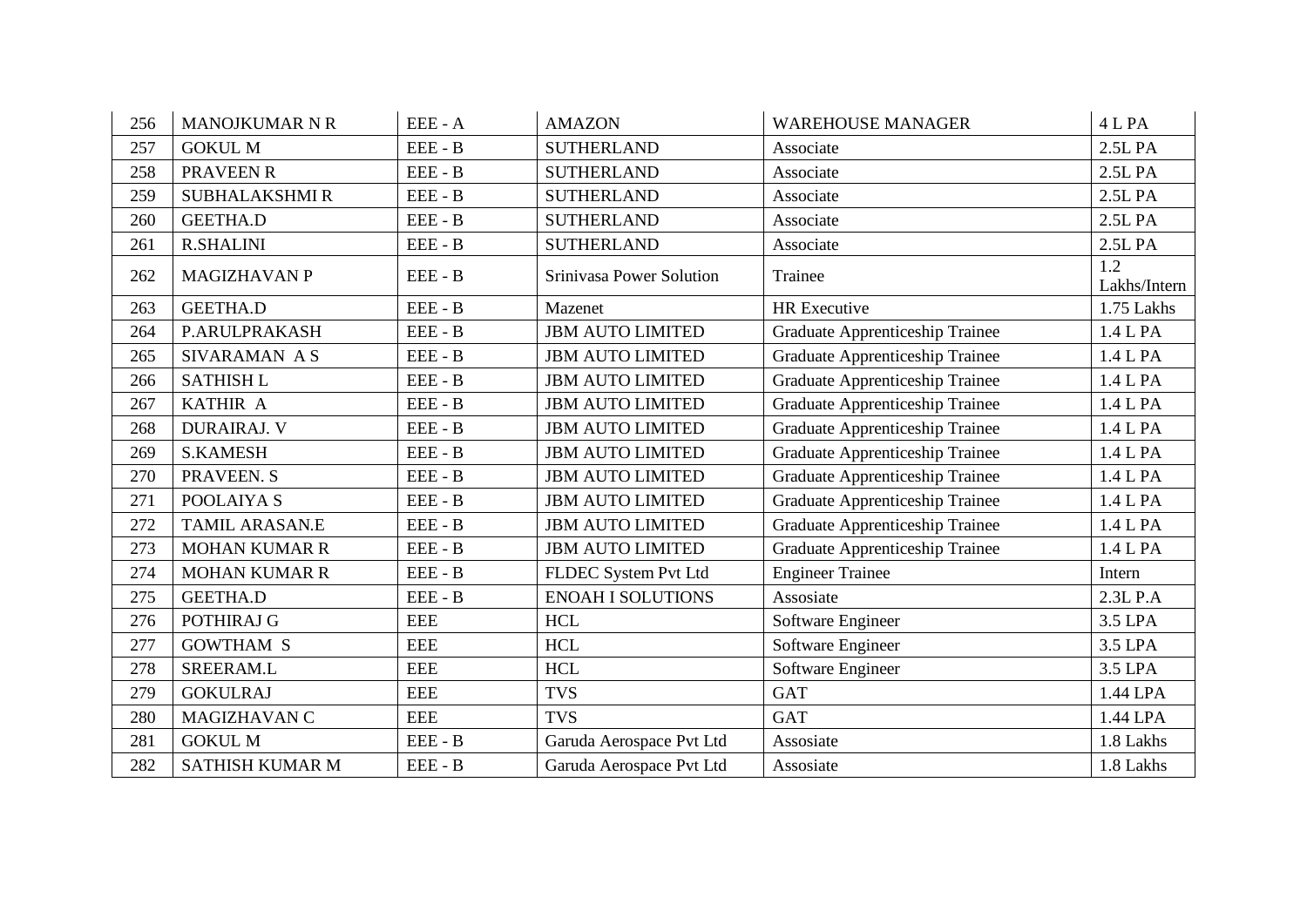| 256 | MANOJKUMAR N R | EEE - A | AMAZON | WAREHOUSE MANAGER | 4 L PA |
|---|---|---|---|---|---|
| 257 | GOKUL M | EEE - B | SUTHERLAND | Associate | 2.5L PA |
| 258 | PRAVEEN R | EEE - B | SUTHERLAND | Associate | 2.5L PA |
| 259 | SUBHALAKSHMI R | EEE - B | SUTHERLAND | Associate | 2.5L PA |
| 260 | GEETHA.D | EEE - B | SUTHERLAND | Associate | 2.5L PA |
| 261 | R.SHALINI | EEE - B | SUTHERLAND | Associate | 2.5L PA |
| 262 | MAGIZHAVAN P | EEE - B | Srinivasa Power Solution | Trainee | 1.2 Lakhs/Intern |
| 263 | GEETHA.D | EEE - B | Mazenet | HR Executive | 1.75 Lakhs |
| 264 | P.ARULPRAKASH | EEE - B | JBM AUTO LIMITED | Graduate Apprenticeship Trainee | 1.4 L PA |
| 265 | SIVARAMAN A S | EEE - B | JBM AUTO LIMITED | Graduate Apprenticeship Trainee | 1.4 L PA |
| 266 | SATHISH L | EEE - B | JBM AUTO LIMITED | Graduate Apprenticeship Trainee | 1.4 L PA |
| 267 | KATHIR A | EEE - B | JBM AUTO LIMITED | Graduate Apprenticeship Trainee | 1.4 L PA |
| 268 | DURAIRAJ. V | EEE - B | JBM AUTO LIMITED | Graduate Apprenticeship Trainee | 1.4 L PA |
| 269 | S.KAMESH | EEE - B | JBM AUTO LIMITED | Graduate Apprenticeship Trainee | 1.4 L PA |
| 270 | PRAVEEN. S | EEE - B | JBM AUTO LIMITED | Graduate Apprenticeship Trainee | 1.4 L PA |
| 271 | POOLAIYA S | EEE - B | JBM AUTO LIMITED | Graduate Apprenticeship Trainee | 1.4 L PA |
| 272 | TAMIL ARASAN.E | EEE - B | JBM AUTO LIMITED | Graduate Apprenticeship Trainee | 1.4 L PA |
| 273 | MOHAN KUMAR R | EEE - B | JBM AUTO LIMITED | Graduate Apprenticeship Trainee | 1.4 L PA |
| 274 | MOHAN KUMAR R | EEE - B | FLDEC System Pvt Ltd | Engineer Trainee | Intern |
| 275 | GEETHA.D | EEE - B | ENOAH I SOLUTIONS | Assosiate | 2.3L P.A |
| 276 | POTHIRAJ G | EEE | HCL | Software Engineer | 3.5 LPA |
| 277 | GOWTHAM S | EEE | HCL | Software Engineer | 3.5 LPA |
| 278 | SREERAM.L | EEE | HCL | Software Engineer | 3.5 LPA |
| 279 | GOKULRAJ | EEE | TVS | GAT | 1.44 LPA |
| 280 | MAGIZHAVAN C | EEE | TVS | GAT | 1.44 LPA |
| 281 | GOKUL M | EEE - B | Garuda Aerospace Pvt Ltd | Assosiate | 1.8 Lakhs |
| 282 | SATHISH KUMAR M | EEE - B | Garuda Aerospace Pvt Ltd | Assosiate | 1.8 Lakhs |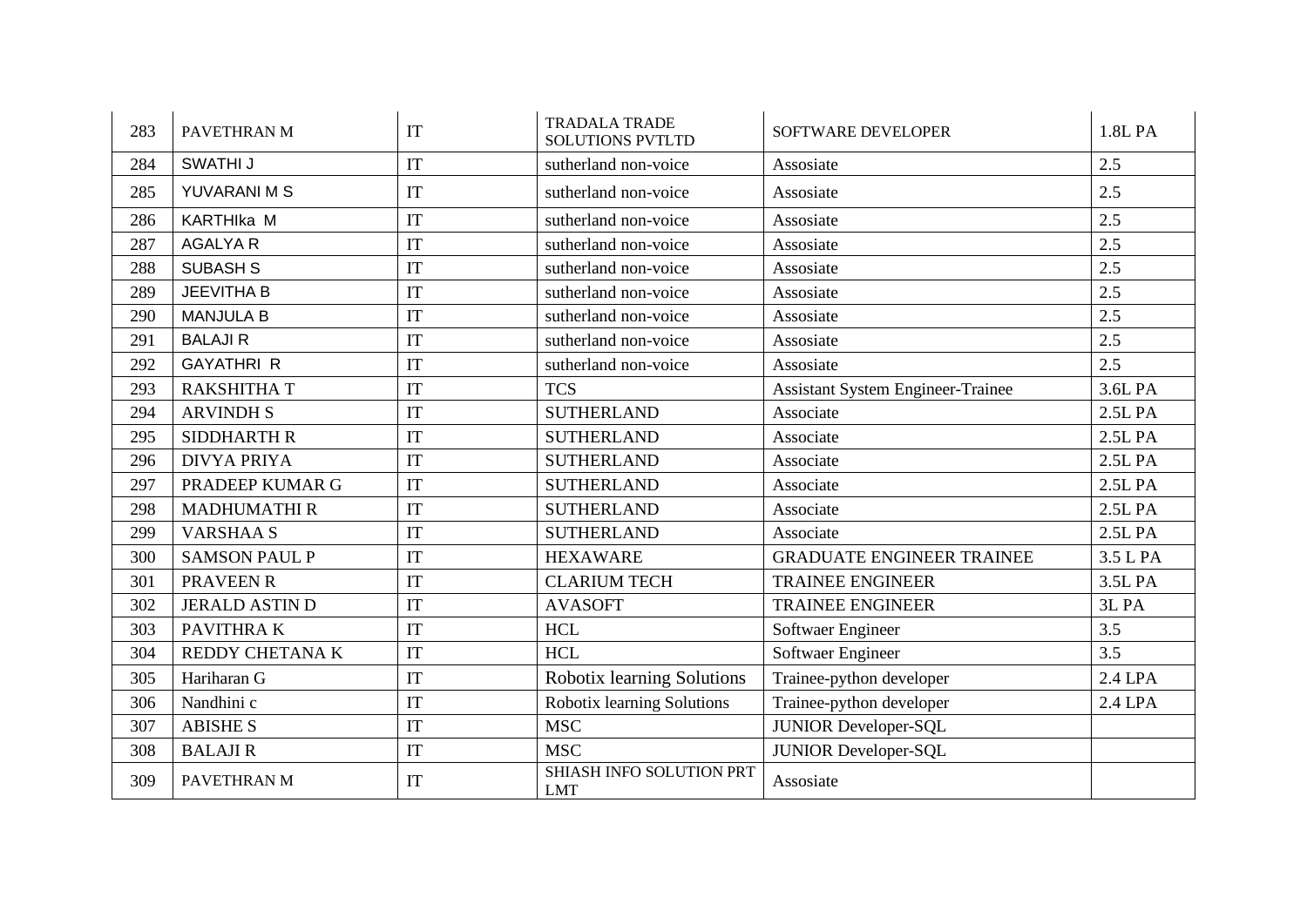| 283 | PAVETHRAN M | IT | TRADALA TRADE SOLUTIONS PVTLTD | SOFTWARE DEVELOPER | 1.8L PA |
|---|---|---|---|---|---|
| 284 | SWATHI J | IT | sutherland non-voice | Assosiate | 2.5 |
| 285 | YUVARANI M S | IT | sutherland non-voice | Assosiate | 2.5 |
| 286 | KARTHIka M | IT | sutherland non-voice | Assosiate | 2.5 |
| 287 | AGALYA R | IT | sutherland non-voice | Assosiate | 2.5 |
| 288 | SUBASH S | IT | sutherland non-voice | Assosiate | 2.5 |
| 289 | JEEVITHA B | IT | sutherland non-voice | Assosiate | 2.5 |
| 290 | MANJULA B | IT | sutherland non-voice | Assosiate | 2.5 |
| 291 | BALAJI R | IT | sutherland non-voice | Assosiate | 2.5 |
| 292 | GAYATHRI R | IT | sutherland non-voice | Assosiate | 2.5 |
| 293 | RAKSHITHA T | IT | TCS | Assistant System Engineer-Trainee | 3.6L PA |
| 294 | ARVINDH S | IT | SUTHERLAND | Associate | 2.5L PA |
| 295 | SIDDHARTH R | IT | SUTHERLAND | Associate | 2.5L PA |
| 296 | DIVYA PRIYA | IT | SUTHERLAND | Associate | 2.5L PA |
| 297 | PRADEEP KUMAR G | IT | SUTHERLAND | Associate | 2.5L PA |
| 298 | MADHUMATHI R | IT | SUTHERLAND | Associate | 2.5L PA |
| 299 | VARSHAA S | IT | SUTHERLAND | Associate | 2.5L PA |
| 300 | SAMSON PAUL P | IT | HEXAWARE | GRADUATE ENGINEER TRAINEE | 3.5 L PA |
| 301 | PRAVEEN R | IT | CLARIUM TECH | TRAINEE ENGINEER | 3.5L PA |
| 302 | JERALD ASTIN D | IT | AVASOFT | TRAINEE ENGINEER | 3L PA |
| 303 | PAVITHRA K | IT | HCL | Softwaer Engineer | 3.5 |
| 304 | REDDY CHETANA K | IT | HCL | Softwaer Engineer | 3.5 |
| 305 | Hariharan G | IT | Robotix learning Solutions | Trainee-python developer | 2.4 LPA |
| 306 | Nandhini c | IT | Robotix learning Solutions | Trainee-python developer | 2.4 LPA |
| 307 | ABISHE S | IT | MSC | JUNIOR Developer-SQL | |
| 308 | BALAJI R | IT | MSC | JUNIOR Developer-SQL | |
| 309 | PAVETHRAN M | IT | SHIASH INFO SOLUTION PRT LMT | Assosiate | |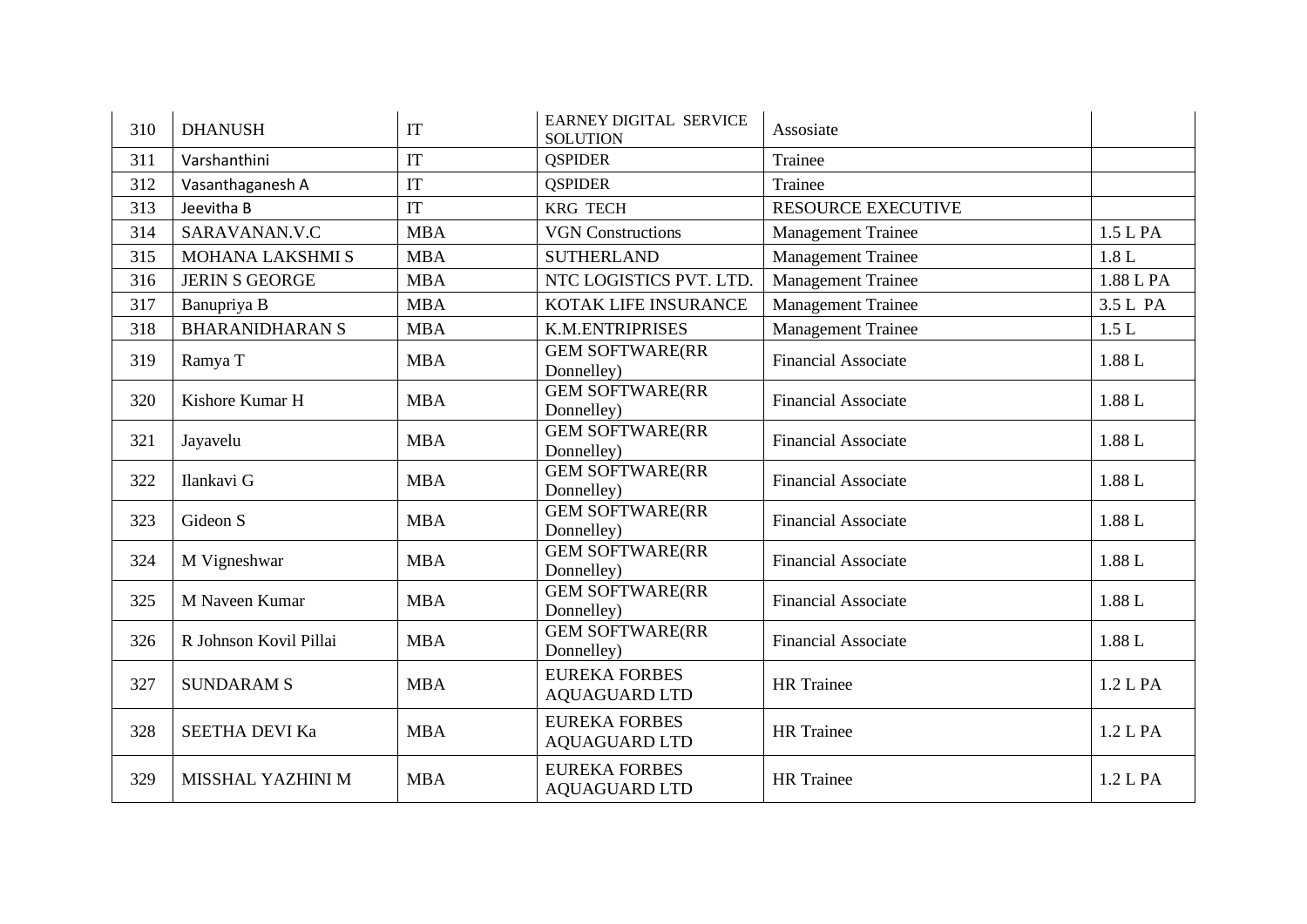| 310 | DHANUSH | IT | EARNEY DIGITAL SERVICE SOLUTION | Assosiate | |
|---|---|---|---|---|---|
| 311 | Varshanthini | IT | QSPIDER | Trainee | |
| 312 | Vasanthaganesh A | IT | QSPIDER | Trainee | |
| 313 | Jeevitha B | IT | KRG TECH | RESOURCE EXECUTIVE | |
| 314 | SARAVANAN.V.C | MBA | VGN Constructions | Management Trainee | 1.5 L PA |
| 315 | MOHANA LAKSHMI S | MBA | SUTHERLAND | Management Trainee | 1.8 L |
| 316 | JERIN S GEORGE | MBA | NTC LOGISTICS PVT. LTD. | Management Trainee | 1.88 L PA |
| 317 | Banupriya B | MBA | KOTAK LIFE INSURANCE | Management Trainee | 3.5 L PA |
| 318 | BHARANIDHARAN S | MBA | K.M.ENTRIPRISES | Management Trainee | 1.5 L |
| 319 | Ramya T | MBA | GEM SOFTWARE(RR Donnelley) | Financial Associate | 1.88 L |
| 320 | Kishore Kumar H | MBA | GEM SOFTWARE(RR Donnelley) | Financial Associate | 1.88 L |
| 321 | Jayavelu | MBA | GEM SOFTWARE(RR Donnelley) | Financial Associate | 1.88 L |
| 322 | Ilankavi G | MBA | GEM SOFTWARE(RR Donnelley) | Financial Associate | 1.88 L |
| 323 | Gideon S | MBA | GEM SOFTWARE(RR Donnelley) | Financial Associate | 1.88 L |
| 324 | M Vigneshwar | MBA | GEM SOFTWARE(RR Donnelley) | Financial Associate | 1.88 L |
| 325 | M Naveen Kumar | MBA | GEM SOFTWARE(RR Donnelley) | Financial Associate | 1.88 L |
| 326 | R Johnson Kovil Pillai | MBA | GEM SOFTWARE(RR Donnelley) | Financial Associate | 1.88 L |
| 327 | SUNDARAM S | MBA | EUREKA FORBES AQUAGUARD LTD | HR Trainee | 1.2 L PA |
| 328 | SEETHA DEVI Ka | MBA | EUREKA FORBES AQUAGUARD LTD | HR Trainee | 1.2 L PA |
| 329 | MISSHAL YAZHINI M | MBA | EUREKA FORBES AQUAGUARD LTD | HR Trainee | 1.2 L PA |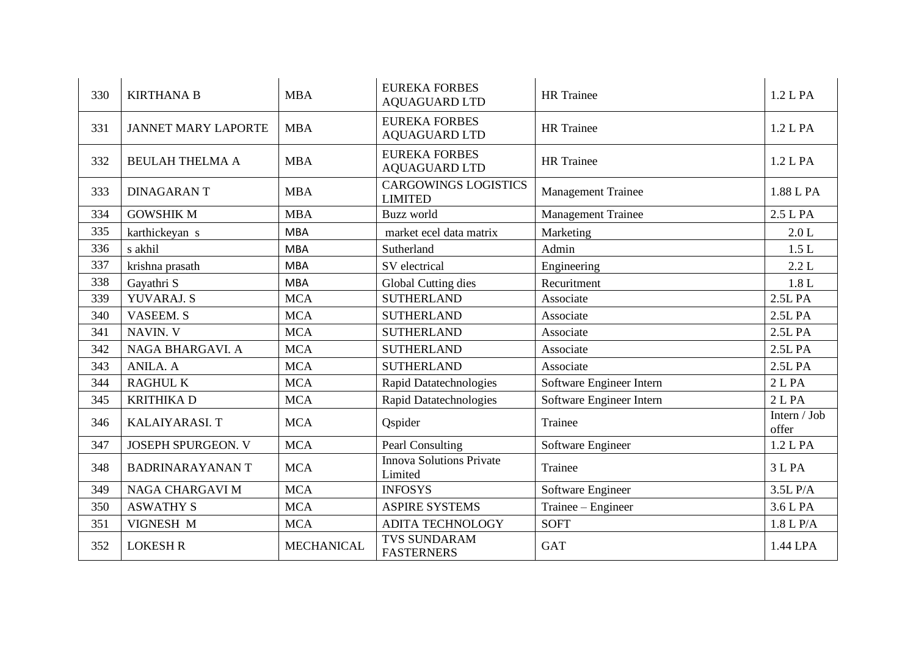| 330 | KIRTHANA B | MBA | EUREKA FORBES AQUAGUARD LTD | HR Trainee | 1.2 L PA |
|---|---|---|---|---|---|
| 331 | JANNET MARY LAPORTE | MBA | EUREKA FORBES AQUAGUARD LTD | HR Trainee | 1.2 L PA |
| 332 | BEULAH THELMA A | MBA | EUREKA FORBES AQUAGUARD LTD | HR Trainee | 1.2 L PA |
| 333 | DINAGARAN T | MBA | CARGOWINGS LOGISTICS LIMITED | Management Trainee | 1.88 L PA |
| 334 | GOWSHIK M | MBA | Buzz world | Management Trainee | 2.5 L PA |
| 335 | karthickeyan s | MBA | market ecel data matrix | Marketing | 2.0 L |
| 336 | s akhil | MBA | Sutherland | Admin | 1.5 L |
| 337 | krishna prasath | MBA | SV electrical | Engineering | 2.2 L |
| 338 | Gayathri S | MBA | Global Cutting dies | Recuritment | 1.8 L |
| 339 | YUVARAJ. S | MCA | SUTHERLAND | Associate | 2.5L PA |
| 340 | VASEEM. S | MCA | SUTHERLAND | Associate | 2.5L PA |
| 341 | NAVIN. V | MCA | SUTHERLAND | Associate | 2.5L PA |
| 342 | NAGA BHARGAVI. A | MCA | SUTHERLAND | Associate | 2.5L PA |
| 343 | ANILA. A | MCA | SUTHERLAND | Associate | 2.5L PA |
| 344 | RAGHUL K | MCA | Rapid Datatechnologies | Software Engineer Intern | 2 L PA |
| 345 | KRITHIKA D | MCA | Rapid Datatechnologies | Software Engineer Intern | 2 L PA |
| 346 | KALAIYARASI. T | MCA | Qspider | Trainee | Intern / Job offer |
| 347 | JOSEPH SPURGEON. V | MCA | Pearl Consulting | Software Engineer | 1.2 L PA |
| 348 | BADRINARAYANAN T | MCA | Innova Solutions Private Limited | Trainee | 3 L PA |
| 349 | NAGA CHARGAVI M | MCA | INFOSYS | Software Engineer | 3.5L P/A |
| 350 | ASWATHY S | MCA | ASPIRE SYSTEMS | Trainee – Engineer | 3.6 L PA |
| 351 | VIGNESH M | MCA | ADITA TECHNOLOGY | SOFT | 1.8 L P/A |
| 352 | LOKESH R | MECHANICAL | TVS SUNDARAM FASTERNERS | GAT | 1.44 LPA |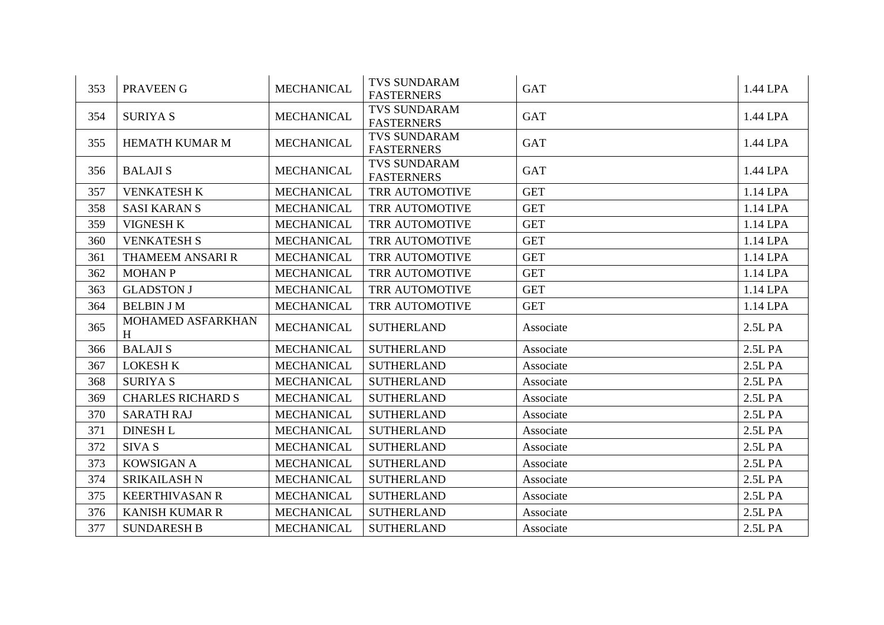| 353 | PRAVEEN G | MECHANICAL | TVS SUNDARAM FASTERNERS | GAT | 1.44 LPA |
|---|---|---|---|---|---|
| 354 | SURIYA S | MECHANICAL | TVS SUNDARAM FASTERNERS | GAT | 1.44 LPA |
| 355 | HEMATH KUMAR M | MECHANICAL | TVS SUNDARAM FASTERNERS | GAT | 1.44 LPA |
| 356 | BALAJI S | MECHANICAL | TVS SUNDARAM FASTERNERS | GAT | 1.44 LPA |
| 357 | VENKATESH K | MECHANICAL | TRR AUTOMOTIVE | GET | 1.14 LPA |
| 358 | SASI KARAN S | MECHANICAL | TRR AUTOMOTIVE | GET | 1.14 LPA |
| 359 | VIGNESH K | MECHANICAL | TRR AUTOMOTIVE | GET | 1.14 LPA |
| 360 | VENKATESH S | MECHANICAL | TRR AUTOMOTIVE | GET | 1.14 LPA |
| 361 | THAMEEM ANSARI R | MECHANICAL | TRR AUTOMOTIVE | GET | 1.14 LPA |
| 362 | MOHAN P | MECHANICAL | TRR AUTOMOTIVE | GET | 1.14 LPA |
| 363 | GLADSTON J | MECHANICAL | TRR AUTOMOTIVE | GET | 1.14 LPA |
| 364 | BELBIN J M | MECHANICAL | TRR AUTOMOTIVE | GET | 1.14 LPA |
| 365 | MOHAMED ASFARKHAN H | MECHANICAL | SUTHERLAND | Associate | 2.5L PA |
| 366 | BALAJI S | MECHANICAL | SUTHERLAND | Associate | 2.5L PA |
| 367 | LOKESH K | MECHANICAL | SUTHERLAND | Associate | 2.5L PA |
| 368 | SURIYA S | MECHANICAL | SUTHERLAND | Associate | 2.5L PA |
| 369 | CHARLES RICHARD S | MECHANICAL | SUTHERLAND | Associate | 2.5L PA |
| 370 | SARATH RAJ | MECHANICAL | SUTHERLAND | Associate | 2.5L PA |
| 371 | DINESH L | MECHANICAL | SUTHERLAND | Associate | 2.5L PA |
| 372 | SIVA S | MECHANICAL | SUTHERLAND | Associate | 2.5L PA |
| 373 | KOWSIGAN A | MECHANICAL | SUTHERLAND | Associate | 2.5L PA |
| 374 | SRIKAILASH N | MECHANICAL | SUTHERLAND | Associate | 2.5L PA |
| 375 | KEERTHIVASAN R | MECHANICAL | SUTHERLAND | Associate | 2.5L PA |
| 376 | KANISH KUMAR R | MECHANICAL | SUTHERLAND | Associate | 2.5L PA |
| 377 | SUNDARESH B | MECHANICAL | SUTHERLAND | Associate | 2.5L PA |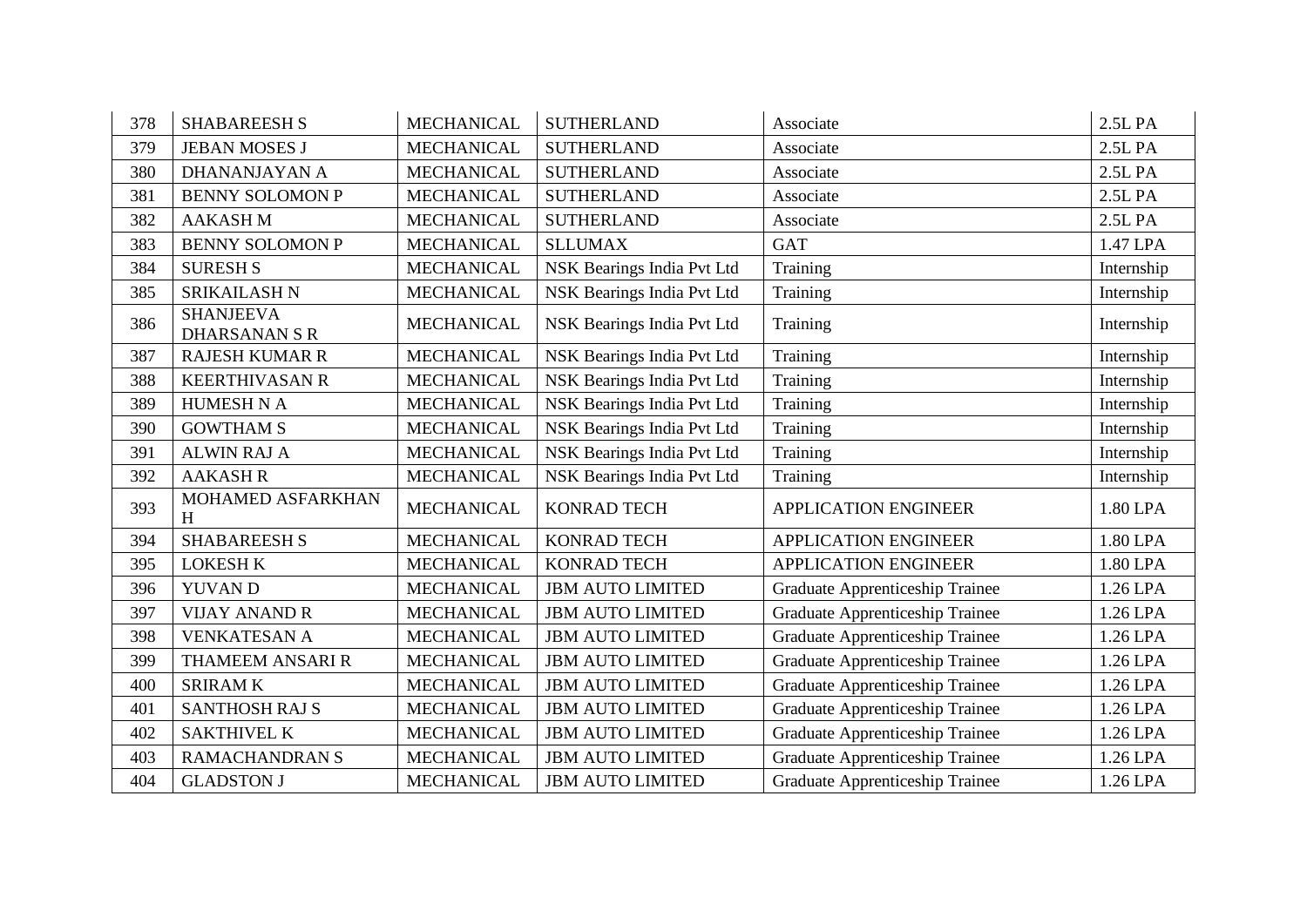| 378 | SHABAREESH S | MECHANICAL | SUTHERLAND | Associate | 2.5L PA |
|---|---|---|---|---|---|
| 379 | JEBAN MOSES J | MECHANICAL | SUTHERLAND | Associate | 2.5L PA |
| 380 | DHANANJAYAN A | MECHANICAL | SUTHERLAND | Associate | 2.5L PA |
| 381 | BENNY SOLOMON P | MECHANICAL | SUTHERLAND | Associate | 2.5L PA |
| 382 | AAKASH M | MECHANICAL | SUTHERLAND | Associate | 2.5L PA |
| 383 | BENNY SOLOMON P | MECHANICAL | SLLUMAX | GAT | 1.47 LPA |
| 384 | SURESH S | MECHANICAL | NSK Bearings India Pvt Ltd | Training | Internship |
| 385 | SRIKAILASH N | MECHANICAL | NSK Bearings India Pvt Ltd | Training | Internship |
| 386 | SHANJEEVA DHARSANAN S R | MECHANICAL | NSK Bearings India Pvt Ltd | Training | Internship |
| 387 | RAJESH KUMAR R | MECHANICAL | NSK Bearings India Pvt Ltd | Training | Internship |
| 388 | KEERTHIVASAN R | MECHANICAL | NSK Bearings India Pvt Ltd | Training | Internship |
| 389 | HUMESH N A | MECHANICAL | NSK Bearings India Pvt Ltd | Training | Internship |
| 390 | GOWTHAM S | MECHANICAL | NSK Bearings India Pvt Ltd | Training | Internship |
| 391 | ALWIN RAJ A | MECHANICAL | NSK Bearings India Pvt Ltd | Training | Internship |
| 392 | AAKASH R | MECHANICAL | NSK Bearings India Pvt Ltd | Training | Internship |
| 393 | MOHAMED ASFARKHAN H | MECHANICAL | KONRAD TECH | APPLICATION ENGINEER | 1.80 LPA |
| 394 | SHABAREESH S | MECHANICAL | KONRAD TECH | APPLICATION ENGINEER | 1.80 LPA |
| 395 | LOKESH K | MECHANICAL | KONRAD TECH | APPLICATION ENGINEER | 1.80 LPA |
| 396 | YUVAN D | MECHANICAL | JBM AUTO LIMITED | Graduate Apprenticeship Trainee | 1.26 LPA |
| 397 | VIJAY ANAND R | MECHANICAL | JBM AUTO LIMITED | Graduate Apprenticeship Trainee | 1.26 LPA |
| 398 | VENKATESAN A | MECHANICAL | JBM AUTO LIMITED | Graduate Apprenticeship Trainee | 1.26 LPA |
| 399 | THAMEEM ANSARI R | MECHANICAL | JBM AUTO LIMITED | Graduate Apprenticeship Trainee | 1.26 LPA |
| 400 | SRIRAM K | MECHANICAL | JBM AUTO LIMITED | Graduate Apprenticeship Trainee | 1.26 LPA |
| 401 | SANTHOSH RAJ S | MECHANICAL | JBM AUTO LIMITED | Graduate Apprenticeship Trainee | 1.26 LPA |
| 402 | SAKTHIVEL K | MECHANICAL | JBM AUTO LIMITED | Graduate Apprenticeship Trainee | 1.26 LPA |
| 403 | RAMACHANDRAN S | MECHANICAL | JBM AUTO LIMITED | Graduate Apprenticeship Trainee | 1.26 LPA |
| 404 | GLADSTON J | MECHANICAL | JBM AUTO LIMITED | Graduate Apprenticeship Trainee | 1.26 LPA |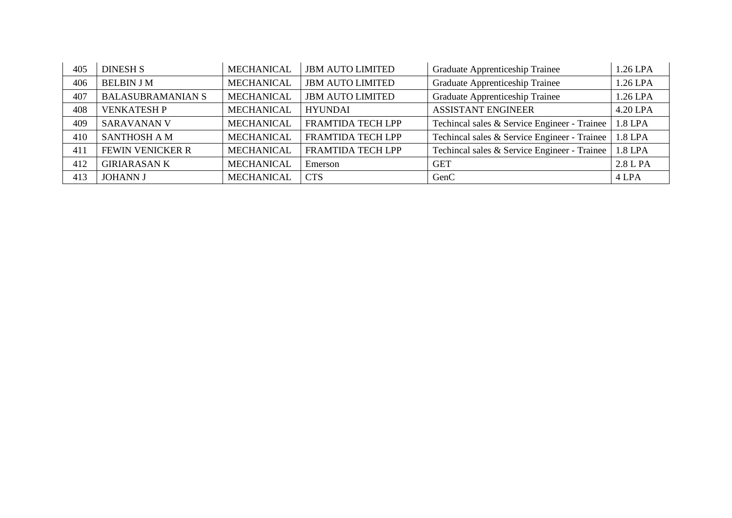| | | | | | |
|---|---|---|---|---|---|
| 405 | DINESH S | MECHANICAL | JBM AUTO LIMITED | Graduate Apprenticeship Trainee | 1.26 LPA |
| 406 | BELBIN J M | MECHANICAL | JBM AUTO LIMITED | Graduate Apprenticeship Trainee | 1.26 LPA |
| 407 | BALASUBRAMANIAN S | MECHANICAL | JBM AUTO LIMITED | Graduate Apprenticeship Trainee | 1.26 LPA |
| 408 | VENKATESH P | MECHANICAL | HYUNDAI | ASSISTANT ENGINEER | 4.20 LPA |
| 409 | SARAVANAN V | MECHANICAL | FRAMTIDA TECH LPP | Techincal sales & Service Engineer - Trainee | 1.8 LPA |
| 410 | SANTHOSH A M | MECHANICAL | FRAMTIDA TECH LPP | Techincal sales & Service Engineer - Trainee | 1.8 LPA |
| 411 | FEWIN VENICKER R | MECHANICAL | FRAMTIDA TECH LPP | Techincal sales & Service Engineer - Trainee | 1.8 LPA |
| 412 | GIRIARASAN K | MECHANICAL | Emerson | GET | 2.8 L PA |
| 413 | JOHANN J | MECHANICAL | CTS | GenC | 4 LPA |